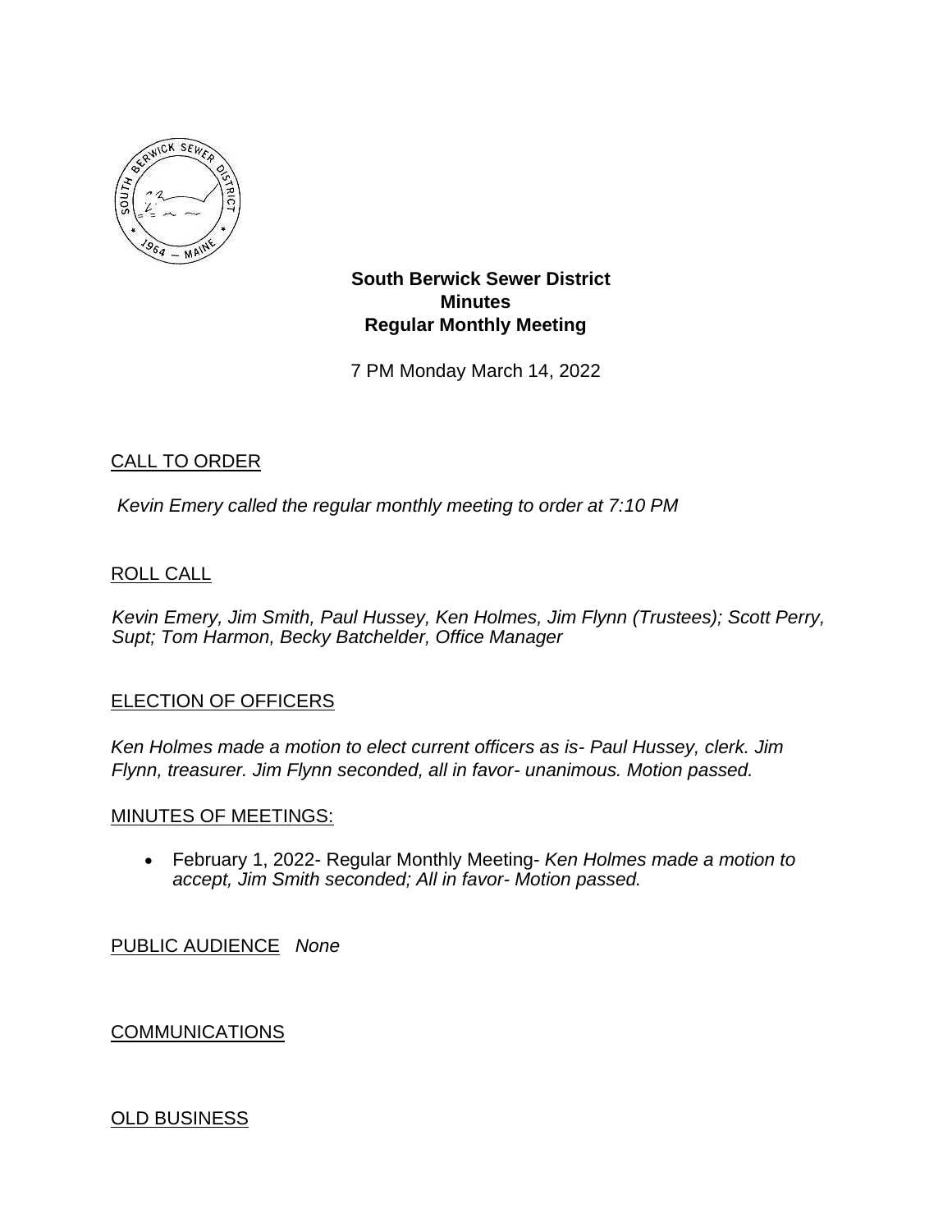**South Berwick Sewer District**
**Minutes**
**Regular Monthly Meeting**

7 PM Monday March 14, 2022

CALL TO ORDER

*Kevin Emery called the regular monthly meeting to order at 7:10 PM*

ROLL CALL

*Kevin Emery, Jim Smith, Paul Hussey, Ken Holmes, Jim Flynn (Trustees); Scott Perry, Supt; Tom Harmon, Becky Batchelder, Office Manager*

ELECTION OF OFFICERS

*Ken Holmes made a motion to elect current officers as is- Paul Hussey, clerk. Jim Flynn, treasurer. Jim Flynn seconded, all in favor- unanimous. Motion passed.*

MINUTES OF MEETINGS:

- February 1, 2022- Regular Monthly Meeting- *Ken Holmes made a motion to accept, Jim Smith seconded; All in favor- Motion passed.*

PUBLIC AUDIENCE *None*

COMMUNICATIONS

OLD BUSINESS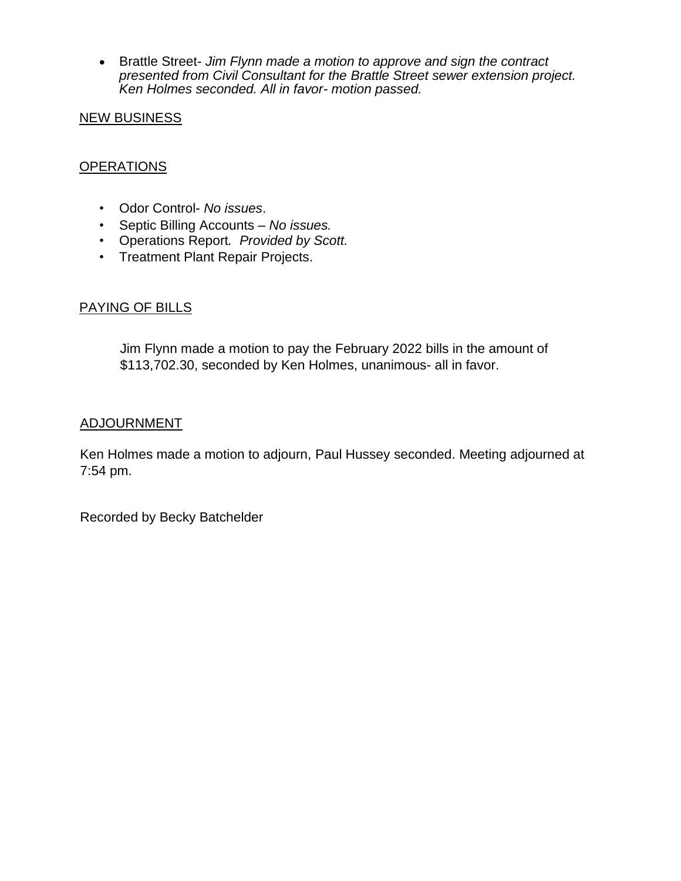- Brattle Street- *Jim Flynn made a motion to approve and sign the contract presented from Civil Consultant for the Brattle Street sewer extension project. Ken Holmes seconded. All in favor- motion passed.*

NEW BUSINESS

OPERATIONS

- Odor Control- *No issues*.
- Septic Billing Accounts – *No issues.*
- Operations Report. *Provided by Scott.*
- Treatment Plant Repair Projects.

PAYING OF BILLS

Jim Flynn made a motion to pay the February 2022 bills in the amount of $113,702.30, seconded by Ken Holmes, unanimous- all in favor.

ADJOURNMENT

Ken Holmes made a motion to adjourn, Paul Hussey seconded. Meeting adjourned at 7:54 pm.

Recorded by Becky Batchelder